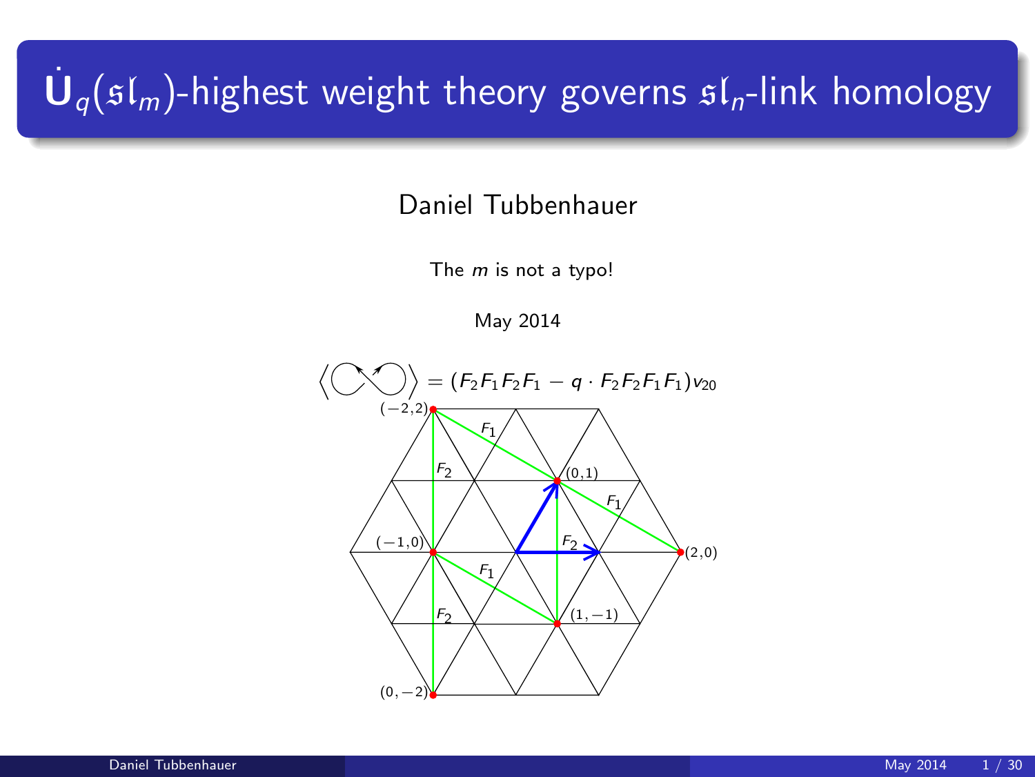# $\dot{\mathbf{U}}_q(\mathfrak{sl}_m)$-highest weight theory governs $\mathfrak{sl}_n$-link homology

Daniel Tubbenhauer

The $m$ is not a typo!

May 2014

$$\left\langle \bigcirc\!\!\!\!\times\!\!\!\!\bigcirc \right\rangle = (F_2F_1F_2F_1 - q \cdot F_2F_2F_1F_1)v_{20}$$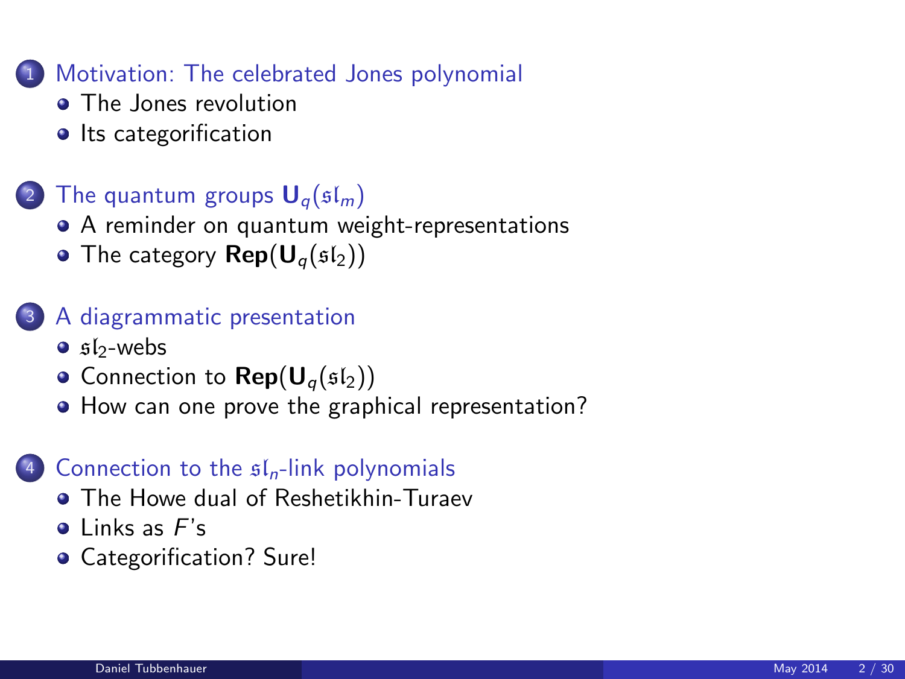1. Motivation: The celebrated Jones polynomial
   - The Jones revolution
   - Its categorification

2. The quantum groups $\mathbf{U}_q(\mathfrak{sl}_m)$
   - A reminder on quantum weight-representations
   - The category $\mathbf{Rep}(\mathbf{U}_q(\mathfrak{sl}_2))$

3. A diagrammatic presentation
   - $\mathfrak{sl}_2$-webs
   - Connection to $\mathbf{Rep}(\mathbf{U}_q(\mathfrak{sl}_2))$
   - How can one prove the graphical representation?

4. Connection to the $\mathfrak{sl}_n$-link polynomials
   - The Howe dual of Reshetikhin-Turaev
   - Links as $F$'s
   - Categorification? Sure!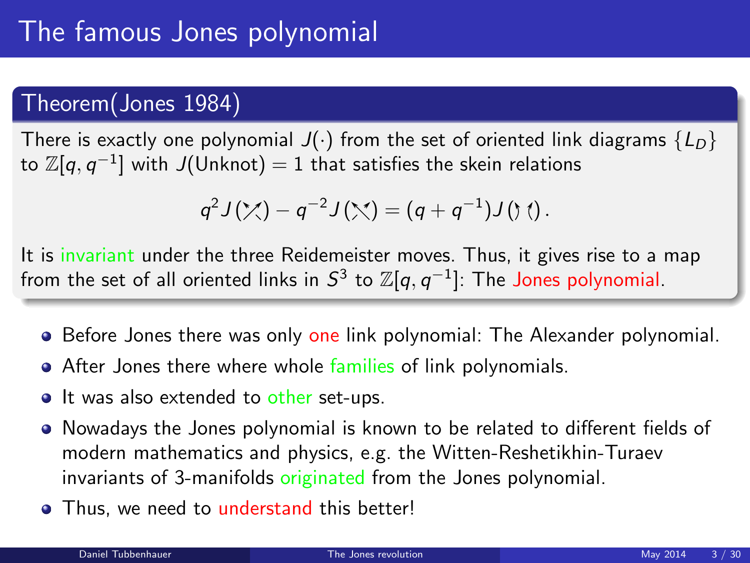# The famous Jones polynomial

## Theorem(Jones 1984)

There is exactly one polynomial $J(\cdot)$ from the set of oriented link diagrams $\{L_D\}$ to $\mathbb{Z}[q, q^{-1}]$ with $J(\text{Unknot}) = 1$ that satisfies the skein relations

$$q^2 J(\nearrow\!\!\!\!\nwarrow) - q^{-2} J(\nwarrow\!\!\!\!\nearrow) = (q + q^{-1}) J(\upharpoonright\upharpoonleft).$$

It is invariant under the three Reidemeister moves. Thus, it gives rise to a map from the set of all oriented links in $S^3$ to $\mathbb{Z}[q, q^{-1}]$: The Jones polynomial.

- Before Jones there was only one link polynomial: The Alexander polynomial.
- After Jones there where whole families of link polynomials.
- It was also extended to other set-ups.
- Nowadays the Jones polynomial is known to be related to different fields of modern mathematics and physics, e.g. the Witten-Reshetikhin-Turaev invariants of 3-manifolds originated from the Jones polynomial.
- Thus, we need to understand this better!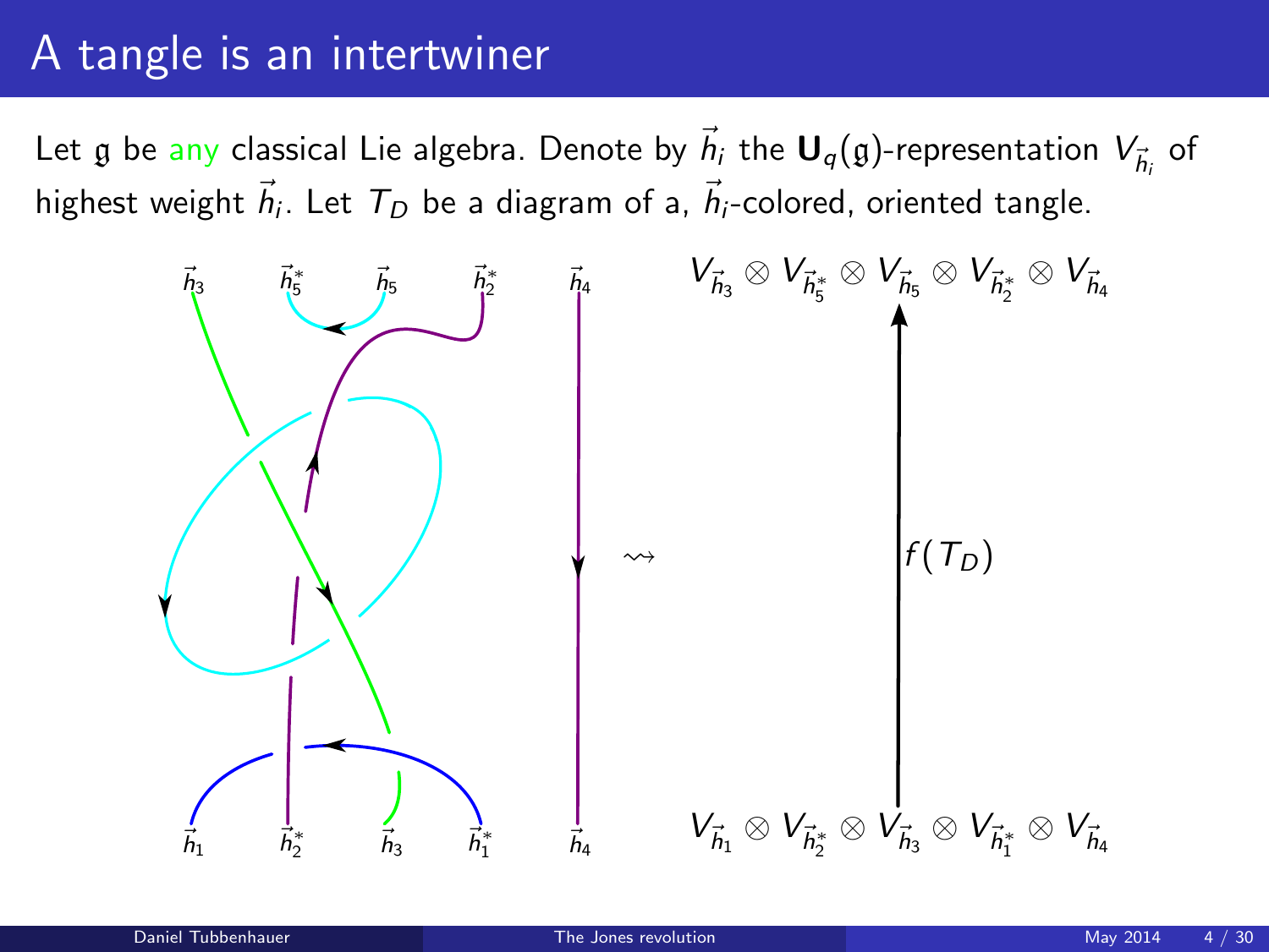# A tangle is an intertwiner

Let $\mathfrak{g}$ be any classical Lie algebra. Denote by $\vec{h}_i$ the $\mathbf{U}_q(\mathfrak{g})$-representation $V_{\vec{h}_i}$ of highest weight $\vec{h}_i$. Let $T_D$ be a diagram of a, $\vec{h}_i$-colored, oriented tangle.

$$V_{\vec{h}_3} \otimes V_{\vec{h}_5^*} \otimes V_{\vec{h}_5} \otimes V_{\vec{h}_2^*} \otimes V_{\vec{h}_4}$$

$$\uparrow f(T_D)$$

$$V_{\vec{h}_1} \otimes V_{\vec{h}_2^*} \otimes V_{\vec{h}_3} \otimes V_{\vec{h}_1^*} \otimes V_{\vec{h}_4}$$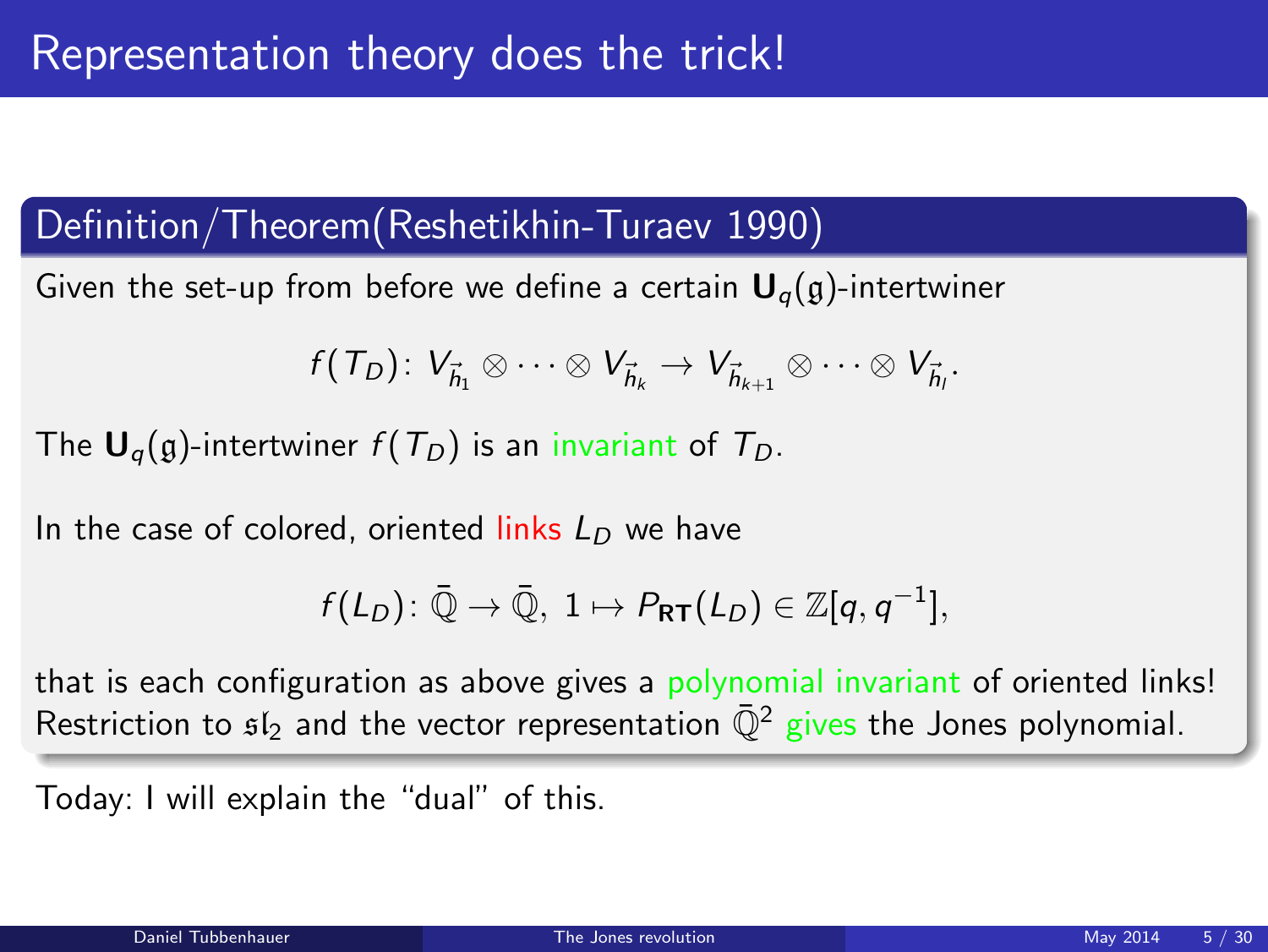# Representation theory does the trick!

## Definition/Theorem(Reshetikhin-Turaev 1990)

Given the set-up from before we define a certain $\mathbf{U}_q(\mathfrak{g})$-intertwiner

$$f(T_D)\colon V_{\vec{h}_1} \otimes \cdots \otimes V_{\vec{h}_k} \to V_{\vec{h}_{k+1}} \otimes \cdots \otimes V_{\vec{h}_l}.$$

The $\mathbf{U}_q(\mathfrak{g})$-intertwiner $f(T_D)$ is an invariant of $T_D$.

In the case of colored, oriented links $L_D$ we have

$$f(L_D)\colon \bar{\mathbb{Q}} \to \bar{\mathbb{Q}},\ 1 \mapsto P_{\mathbf{RT}}(L_D) \in \mathbb{Z}[q, q^{-1}],$$

that is each configuration as above gives a polynomial invariant of oriented links! Restriction to $\mathfrak{sl}_2$ and the vector representation $\bar{\mathbb{Q}}^2$ gives the Jones polynomial.

Today: I will explain the "dual" of this.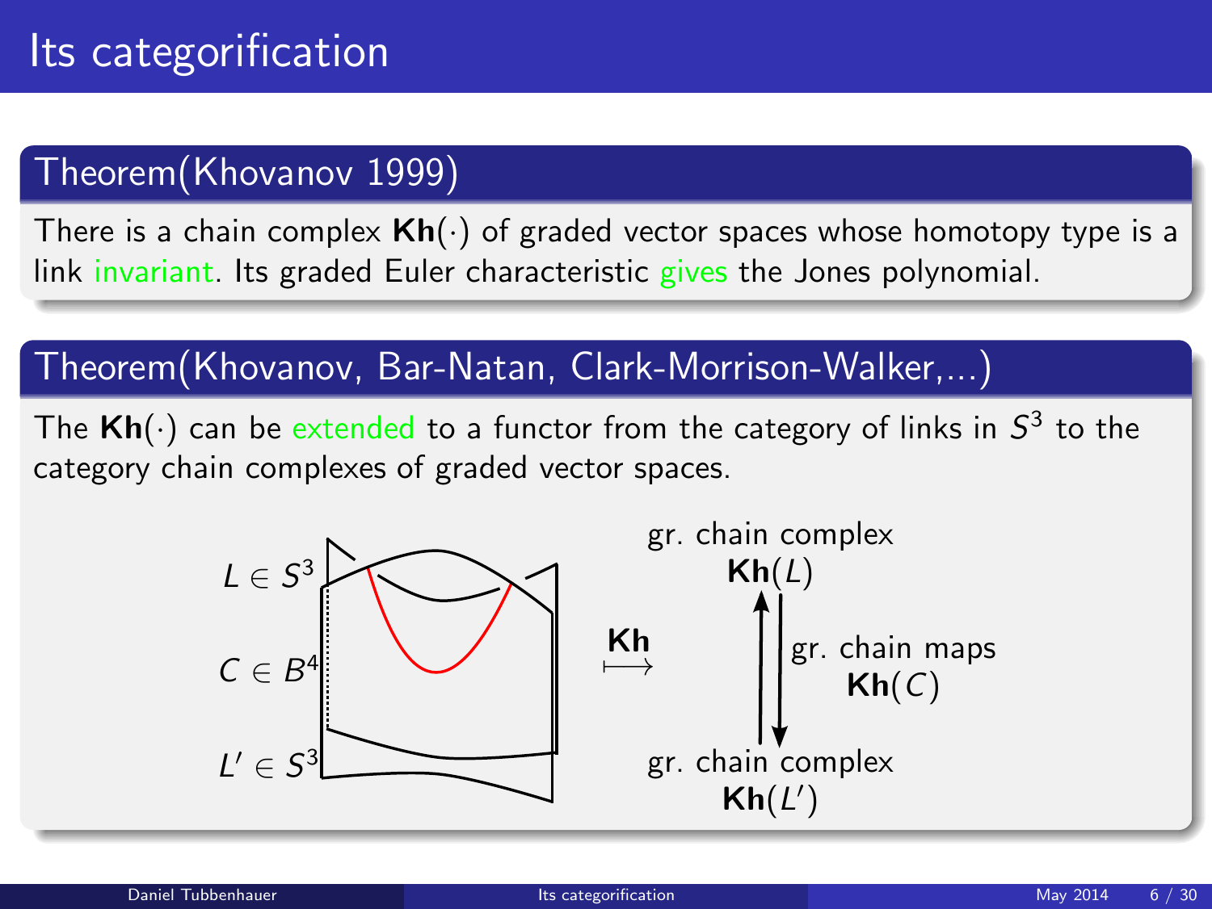# Its categorification

## Theorem(Khovanov 1999)

There is a chain complex $\mathbf{Kh}(\cdot)$ of graded vector spaces whose homotopy type is a link invariant. Its graded Euler characteristic gives the Jones polynomial.

## Theorem(Khovanov, Bar-Natan, Clark-Morrison-Walker,...)

The $\mathbf{Kh}(\cdot)$ can be extended to a functor from the category of links in $S^3$ to the category chain complexes of graded vector spaces.

$L \in S^3$

$C \in B^4$

$L' \in S^3$

$\overset{\mathbf{Kh}}{\longmapsto}$

gr. chain complex $\mathbf{Kh}(L)$

gr. chain maps $\mathbf{Kh}(C)$

gr. chain complex $\mathbf{Kh}(L')$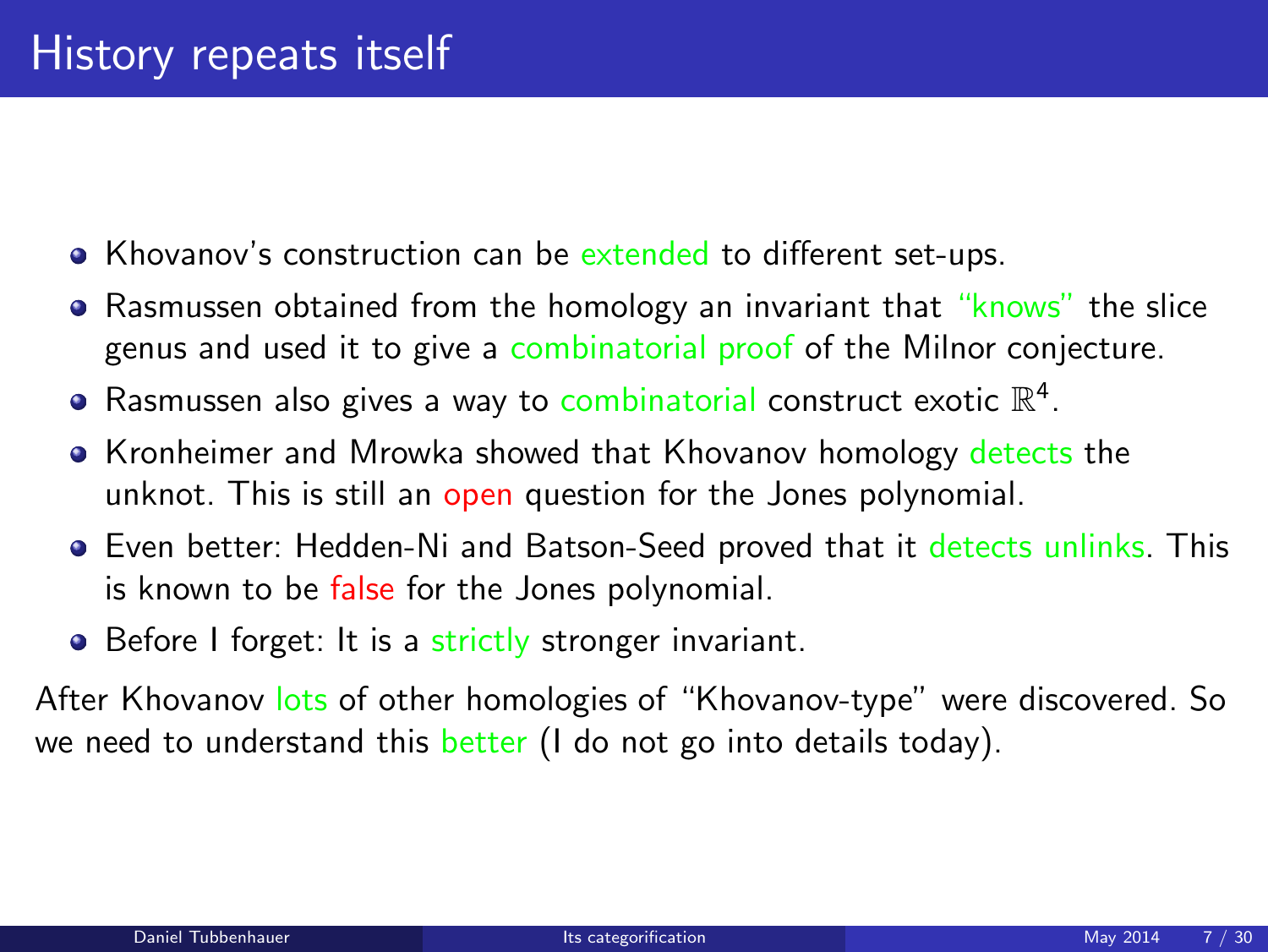# History repeats itself

- Khovanov's construction can be extended to different set-ups.
- Rasmussen obtained from the homology an invariant that "knows" the slice genus and used it to give a combinatorial proof of the Milnor conjecture.
- Rasmussen also gives a way to combinatorial construct exotic $\mathbb{R}^4$.
- Kronheimer and Mrowka showed that Khovanov homology detects the unknot. This is still an open question for the Jones polynomial.
- Even better: Hedden-Ni and Batson-Seed proved that it detects unlinks. This is known to be false for the Jones polynomial.
- Before I forget: It is a strictly stronger invariant.

After Khovanov lots of other homologies of "Khovanov-type" were discovered. So we need to understand this better (I do not go into details today).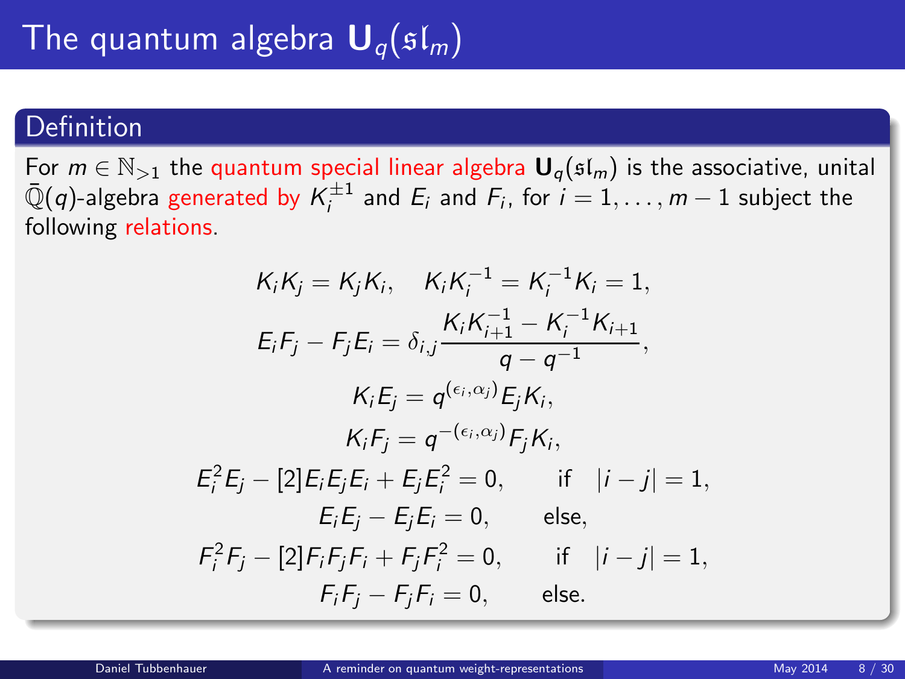# The quantum algebra $\mathbf{U}_q(\mathfrak{sl}_m)$

## Definition

For $m \in \mathbb{N}_{>1}$ the quantum special linear algebra $\mathbf{U}_q(\mathfrak{sl}_m)$ is the associative, unital $\bar{\mathbb{Q}}(q)$-algebra generated by $K_i^{\pm 1}$ and $E_i$ and $F_i$, for $i = 1, \ldots, m-1$ subject the following relations.

$$K_iK_j = K_jK_i, \quad K_iK_i^{-1} = K_i^{-1}K_i = 1,$$

$$E_iF_j - F_jE_i = \delta_{i,j}\frac{K_iK_{i+1}^{-1} - K_i^{-1}K_{i+1}}{q - q^{-1}},$$

$$K_iE_j = q^{(\epsilon_i, \alpha_j)}E_jK_i,$$

$$K_iF_j = q^{-(\epsilon_i, \alpha_j)}F_jK_i,$$

$$E_i^2E_j - [2]E_iE_jE_i + E_jE_i^2 = 0, \qquad \text{if} \quad |i-j| = 1,$$

$$E_iE_j - E_jE_i = 0, \qquad \text{else},$$

$$F_i^2F_j - [2]F_iF_jF_i + F_jF_i^2 = 0, \qquad \text{if} \quad |i-j| = 1,$$

$$F_iF_j - F_jF_i = 0, \qquad \text{else}.$$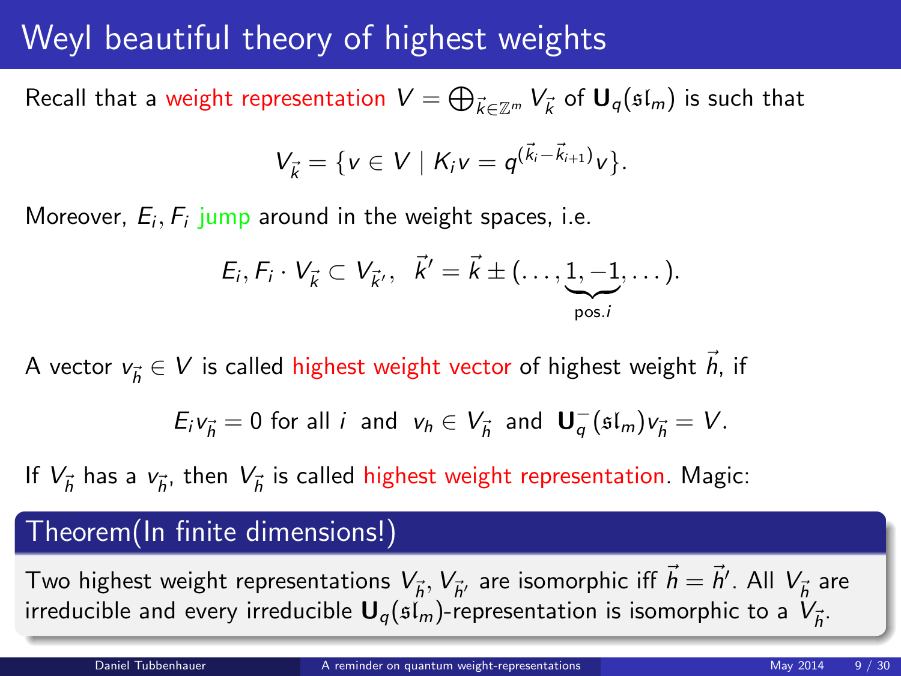# Weyl beautiful theory of highest weights

Recall that a weight representation $V = \bigoplus_{\vec{k} \in \mathbb{Z}^m} V_{\vec{k}}$ of $\mathbf{U}_q(\mathfrak{sl}_m)$ is such that

$$V_{\vec{k}} = \{v \in V \mid K_i v = q^{(\vec{k}_i - \vec{k}_{i+1})} v\}.$$

Moreover, $E_i, F_i$ jump around in the weight spaces, i.e.

$$E_i, F_i \cdot V_{\vec{k}} \subset V_{\vec{k}'}, \quad \vec{k}' = \vec{k} \pm (\dots, \underbrace{1, -1}_{\text{pos.} i}, \dots).$$

A vector $v_{\vec{h}} \in V$ is called highest weight vector of highest weight $\vec{h}$, if

$$E_i v_{\vec{h}} = 0 \text{ for all } i \text{ and } v_h \in V_{\vec{h}} \text{ and } \mathbf{U}_q^-(\mathfrak{sl}_m) v_{\vec{h}} = V.$$

If $V_{\vec{h}}$ has a $v_{\vec{h}}$, then $V_{\vec{h}}$ is called highest weight representation. Magic:

**Theorem(In finite dimensions!)**

Two highest weight representations $V_{\vec{h}}, V_{\vec{h}'}$ are isomorphic iff $\vec{h} = \vec{h}'$. All $V_{\vec{h}}$ are irreducible and every irreducible $\mathbf{U}_q(\mathfrak{sl}_m)$-representation is isomorphic to a $V_{\vec{h}}$.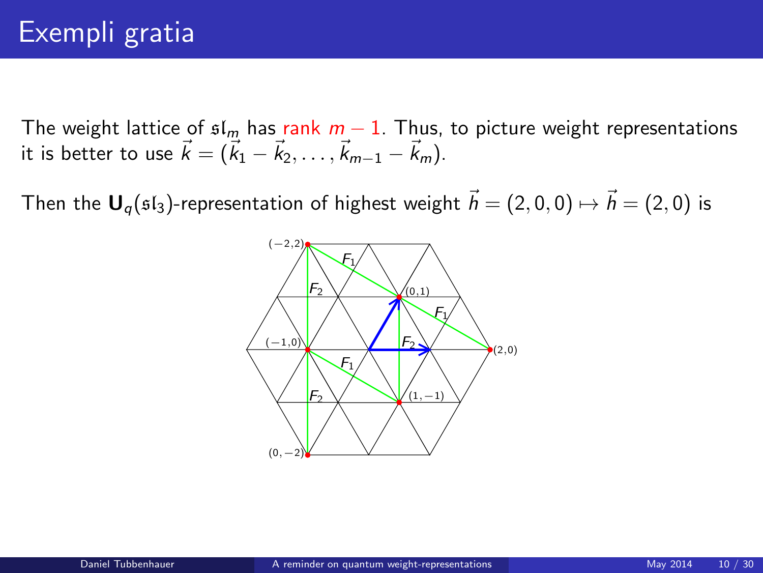# Exempli gratia

The weight lattice of $\mathfrak{sl}_m$ has rank $m-1$. Thus, to picture weight representations it is better to use $\vec{k} = (\vec{k}_1 - \vec{k}_2, \dots, \vec{k}_{m-1} - \vec{k}_m)$.

Then the $\mathbf{U}_q(\mathfrak{sl}_3)$-representation of highest weight $\vec{h} = (2,0,0) \mapsto \vec{h} = (2,0)$ is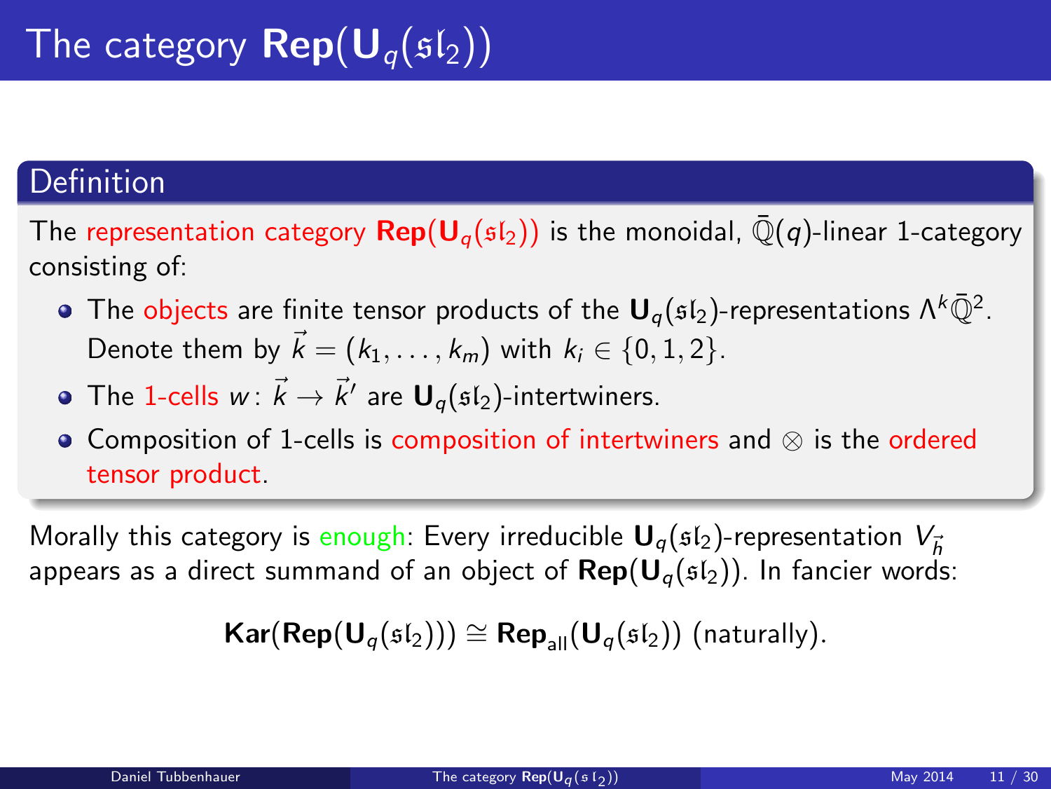# The category $\mathbf{Rep}(\mathbf{U}_q(\mathfrak{sl}_2))$

## Definition

The representation category $\mathbf{Rep}(\mathbf{U}_q(\mathfrak{sl}_2))$ is the monoidal, $\bar{\mathbb{Q}}(q)$-linear 1-category consisting of:

- The objects are finite tensor products of the $\mathbf{U}_q(\mathfrak{sl}_2)$-representations $\Lambda^k\bar{\mathbb{Q}}^2$. Denote them by $\vec{k} = (k_1, \ldots, k_m)$ with $k_i \in \{0, 1, 2\}$.
- The 1-cells $w \colon \vec{k} \to \vec{k}'$ are $\mathbf{U}_q(\mathfrak{sl}_2)$-intertwiners.
- Composition of 1-cells is composition of intertwiners and $\otimes$ is the ordered tensor product.

Morally this category is enough: Every irreducible $\mathbf{U}_q(\mathfrak{sl}_2)$-representation $V_{\vec{h}}$ appears as a direct summand of an object of $\mathbf{Rep}(\mathbf{U}_q(\mathfrak{sl}_2))$. In fancier words:

$$\mathbf{Kar}(\mathbf{Rep}(\mathbf{U}_q(\mathfrak{sl}_2))) \cong \mathbf{Rep}_{\mathrm{all}}(\mathbf{U}_q(\mathfrak{sl}_2)) \text{ (naturally).}$$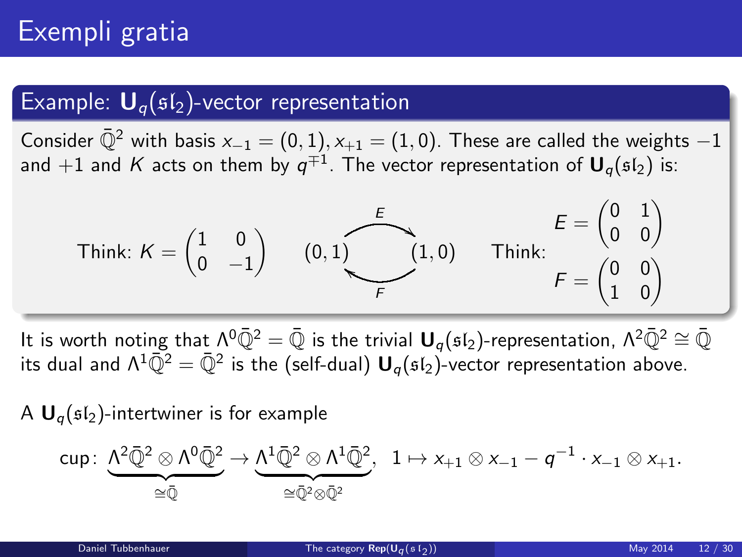# Exempli gratia

### Example: $\mathbf{U}_q(\mathfrak{sl}_2)$-vector representation

Consider $\bar{\mathbb{Q}}^2$ with basis $x_{-1} = (0,1), x_{+1} = (1,0)$. These are called the weights $-1$ and $+1$ and $K$ acts on them by $q^{\mp 1}$. The vector representation of $\mathbf{U}_q(\mathfrak{sl}_2)$ is:

Think: $K = \begin{pmatrix} 1 & 0 \\ 0 & -1 \end{pmatrix}$ $\quad (0,1) \underset{F}{\overset{E}{\rightleftarrows}} (1,0) \quad$ Think: $E = \begin{pmatrix} 0 & 1 \\ 0 & 0 \end{pmatrix}$, $F = \begin{pmatrix} 0 & 0 \\ 1 & 0 \end{pmatrix}$

It is worth noting that $\Lambda^0\bar{\mathbb{Q}}^2 = \bar{\mathbb{Q}}$ is the trivial $\mathbf{U}_q(\mathfrak{sl}_2)$-representation, $\Lambda^2\bar{\mathbb{Q}}^2 \cong \bar{\mathbb{Q}}$ its dual and $\Lambda^1\bar{\mathbb{Q}}^2 = \bar{\mathbb{Q}}^2$ is the (self-dual) $\mathbf{U}_q(\mathfrak{sl}_2)$-vector representation above.

A $\mathbf{U}_q(\mathfrak{sl}_2)$-intertwiner is for example

$$\text{cup}\colon \underbrace{\Lambda^2\bar{\mathbb{Q}}^2 \otimes \Lambda^0\bar{\mathbb{Q}}^2}_{\cong \bar{\mathbb{Q}}} \to \underbrace{\Lambda^1\bar{\mathbb{Q}}^2 \otimes \Lambda^1\bar{\mathbb{Q}}^2}_{\cong \bar{\mathbb{Q}}^2 \otimes \bar{\mathbb{Q}}^2}, \quad 1 \mapsto x_{+1} \otimes x_{-1} - q^{-1} \cdot x_{-1} \otimes x_{+1}.$$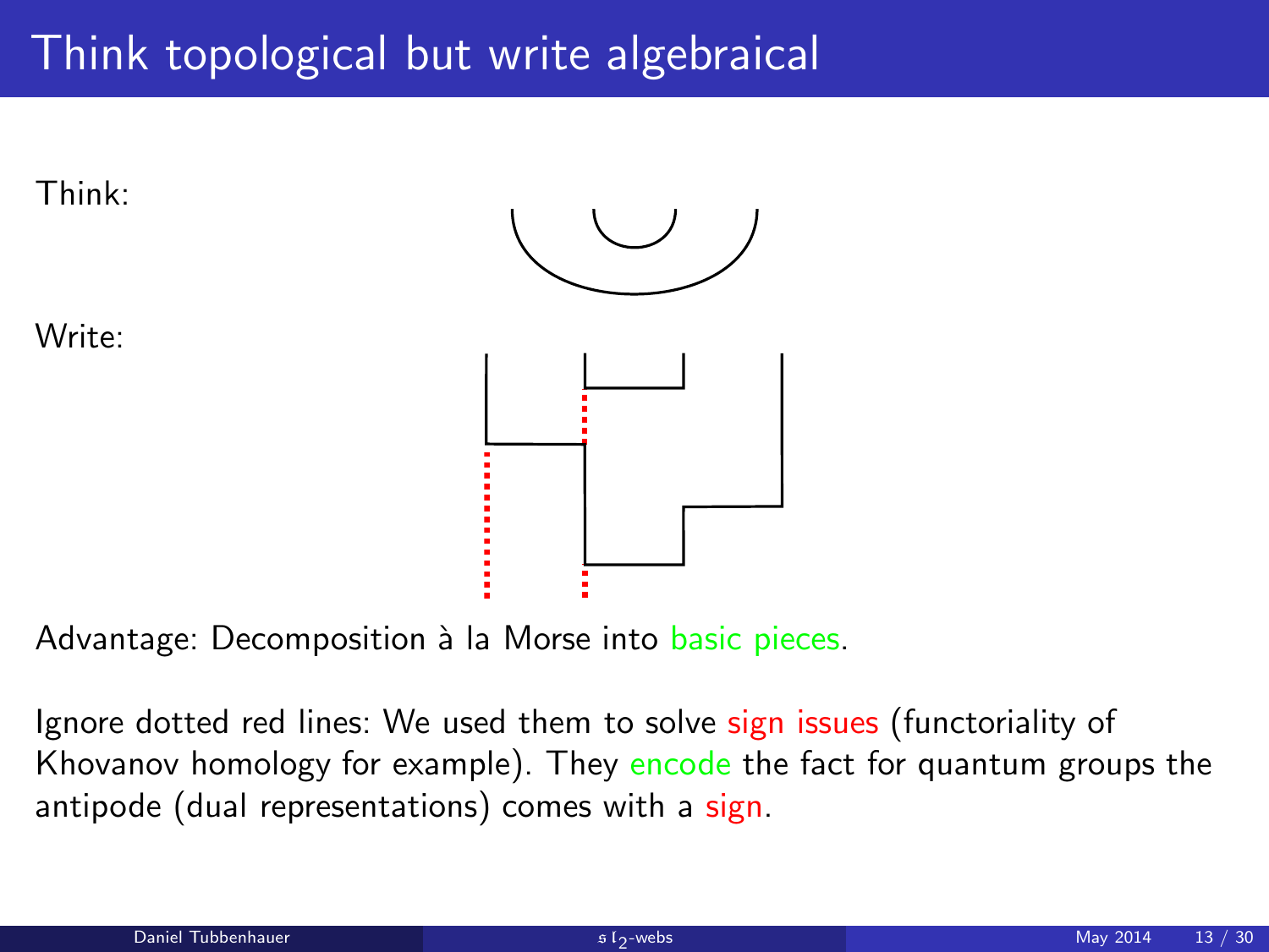# Think topological but write algebraical

Think:

Write:

Advantage: Decomposition à la Morse into basic pieces.

Ignore dotted red lines: We used them to solve sign issues (functoriality of Khovanov homology for example). They encode the fact for quantum groups the antipode (dual representations) comes with a sign.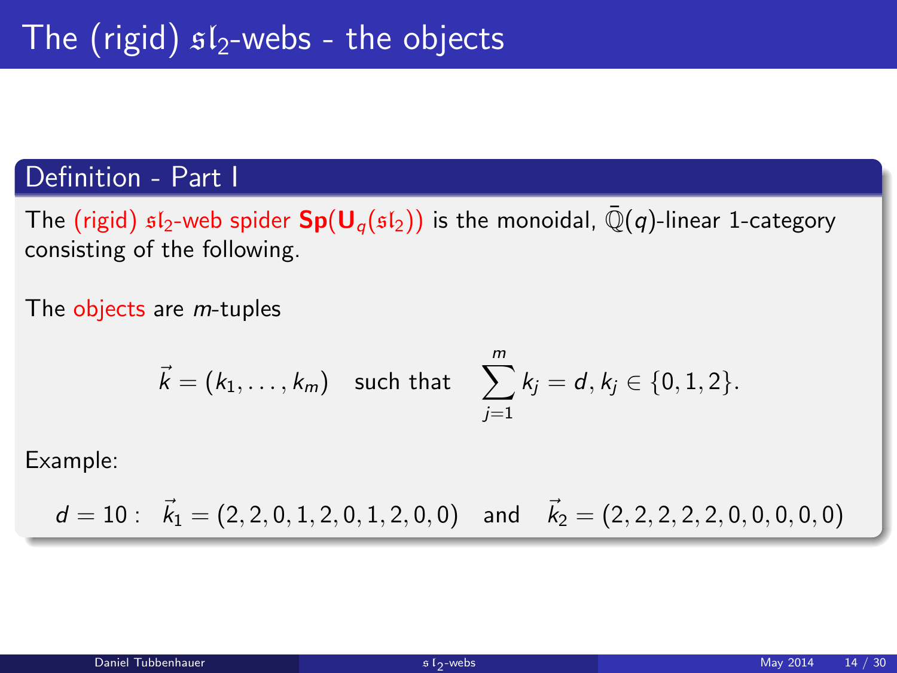# The (rigid) $\mathfrak{sl}_2$-webs - the objects

## Definition - Part I

The (rigid) $\mathfrak{sl}_2$-web spider $\mathbf{Sp}(\mathbf{U}_q(\mathfrak{sl}_2))$ is the monoidal, $\bar{\mathbb{Q}}(q)$-linear 1-category consisting of the following.

The objects are $m$-tuples

$$\vec{k} = (k_1, \ldots, k_m) \quad \text{such that} \quad \sum_{j=1}^{m} k_j = d, k_j \in \{0, 1, 2\}.$$

Example:

$$d = 10: \quad \vec{k}_1 = (2, 2, 0, 1, 2, 0, 1, 2, 0, 0) \quad \text{and} \quad \vec{k}_2 = (2, 2, 2, 2, 2, 0, 0, 0, 0, 0)$$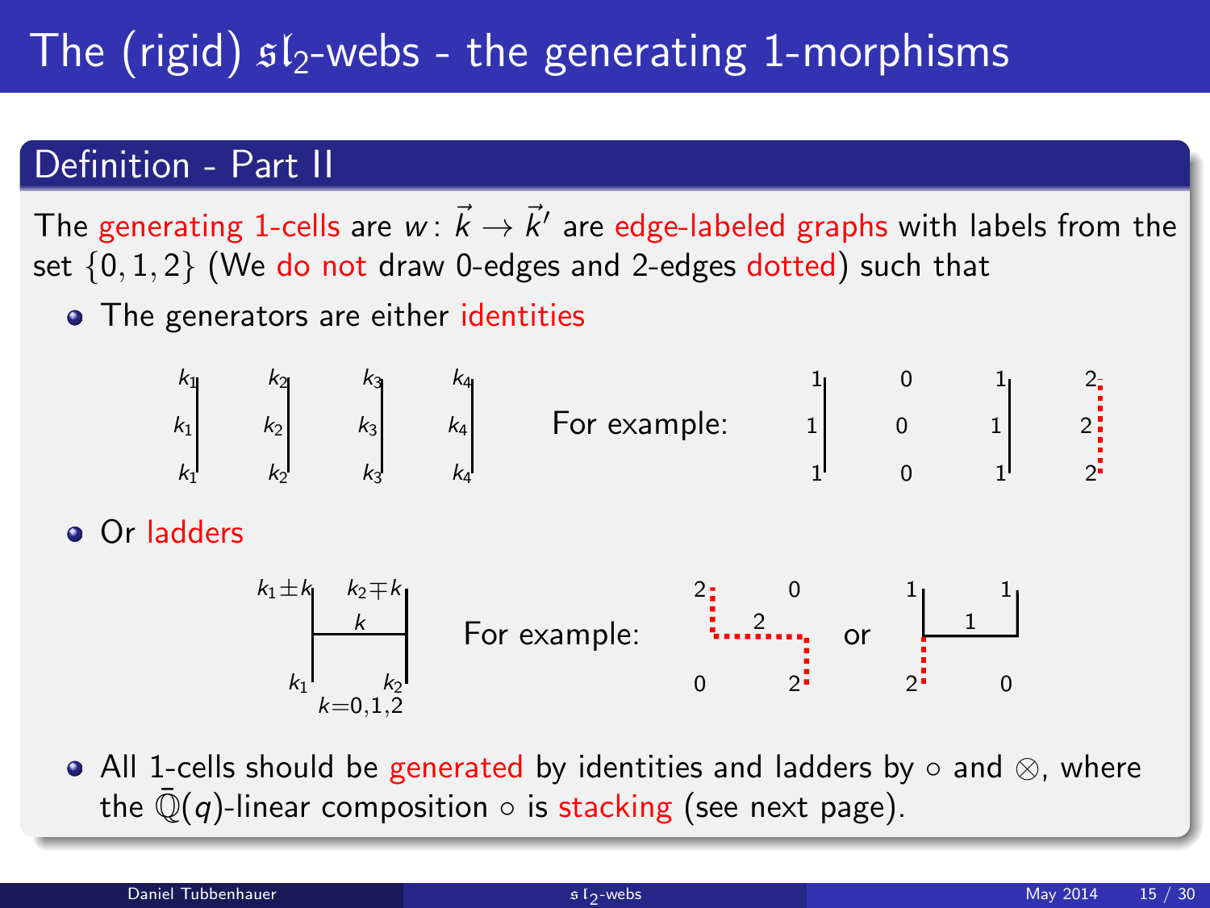# The (rigid) $\mathfrak{sl}_2$-webs - the generating 1-morphisms

## Definition - Part II

The generating 1-cells are $w\colon \vec{k} \to \vec{k}'$ are edge-labeled graphs with labels from the set $\{0, 1, 2\}$ (We do not draw 0-edges and 2-edges dotted) such that

- The generators are either identities

$k_1$ $k_2$ $k_3$ $k_4$ For example: 1 0 1 2

- Or ladders

$k_1 \pm k$ $k_2 \mp k$, $k$, $k_1$ $k_2$, $k = 0, 1, 2$ For example: 2 0 2 0 2 or 1 1 1 2 0

- All 1-cells should be generated by identities and ladders by $\circ$ and $\otimes$, where the $\bar{\mathbb{Q}}(q)$-linear composition $\circ$ is stacking (see next page).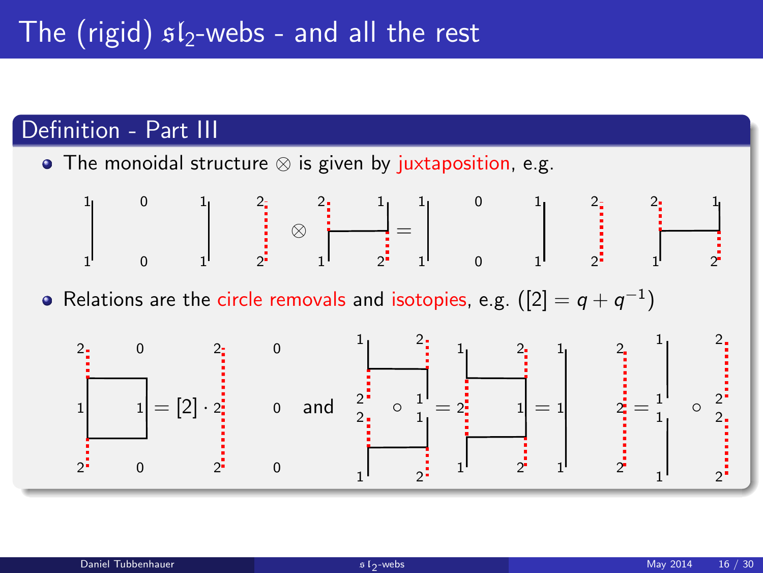# The (rigid) $\mathfrak{sl}_2$-webs - and all the rest

## Definition - Part III

- The monoidal structure $\otimes$ is given by juxtaposition, e.g.

- Relations are the circle removals and isotopies, e.g. ($[2] = q + q^{-1}$)

$$= [2] \cdot$$

and

$$\circ \quad = \quad = \quad = \quad \circ$$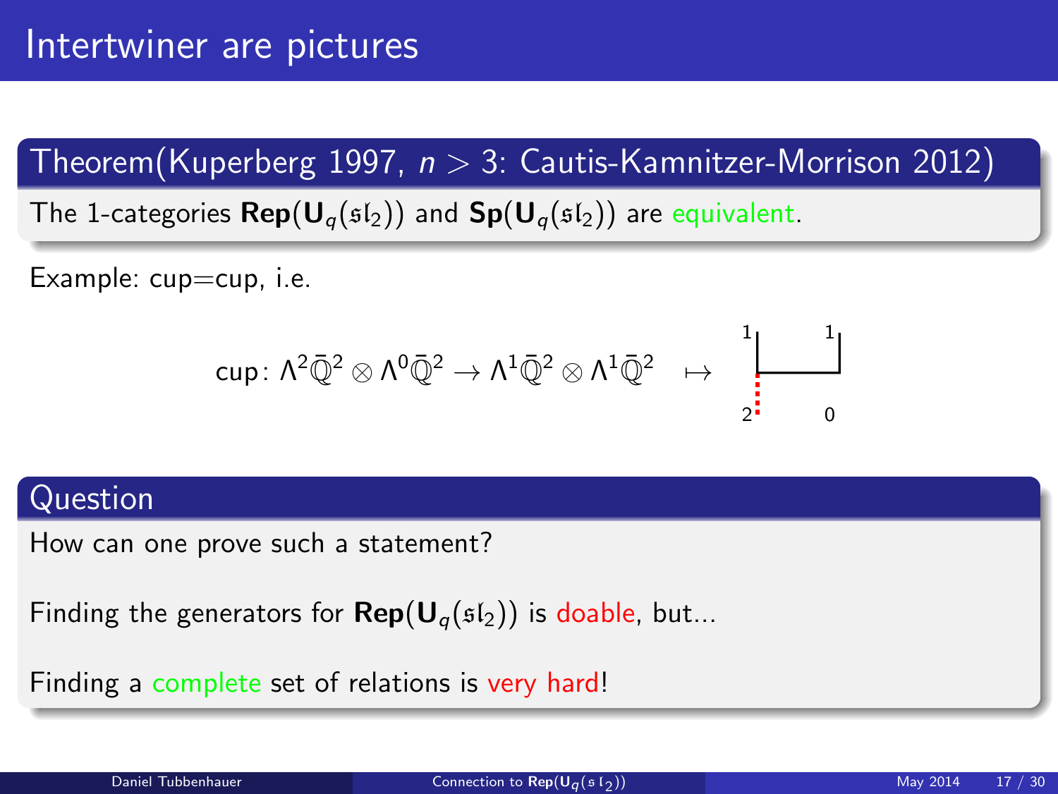# Intertwiner are pictures

**Theorem(Kuperberg 1997, $n > 3$: Cautis-Kamnitzer-Morrison 2012)**

The 1-categories $\mathbf{Rep}(\mathbf{U}_q(\mathfrak{sl}_2))$ and $\mathbf{Sp}(\mathbf{U}_q(\mathfrak{sl}_2))$ are equivalent.

Example: cup=cup, i.e.

$$\text{cup}\colon \Lambda^2\bar{\mathbb{Q}}^2 \otimes \Lambda^0\bar{\mathbb{Q}}^2 \to \Lambda^1\bar{\mathbb{Q}}^2 \otimes \Lambda^1\bar{\mathbb{Q}}^2 \quad \mapsto$$

**Question**

How can one prove such a statement?

Finding the generators for $\mathbf{Rep}(\mathbf{U}_q(\mathfrak{sl}_2))$ is doable, but...

Finding a complete set of relations is very hard!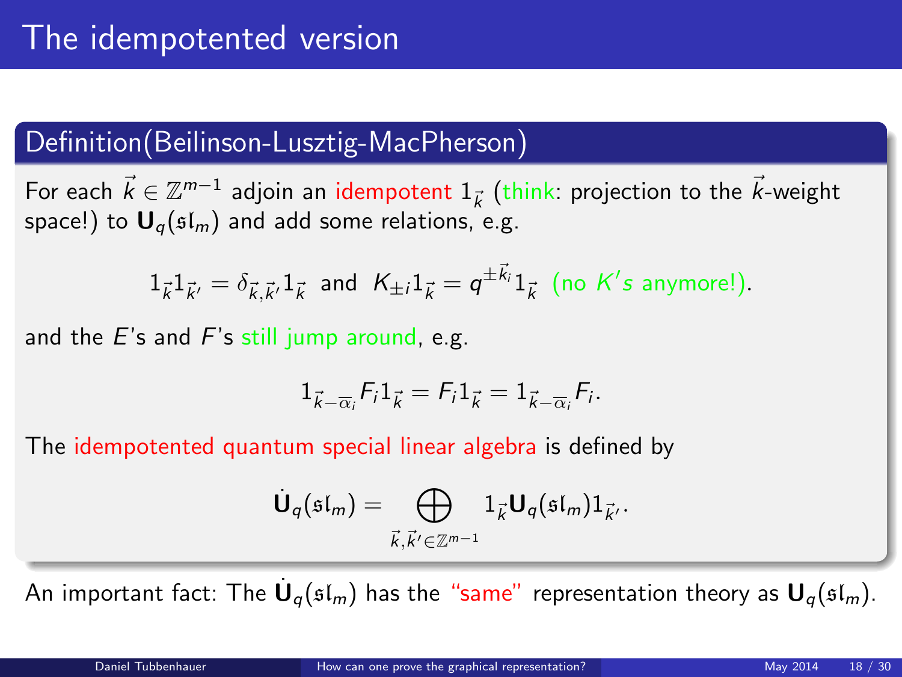# The idempotented version

## Definition(Beilinson-Lusztig-MacPherson)

For each $\vec{k} \in \mathbb{Z}^{m-1}$ adjoin an idempotent $1_{\vec{k}}$ (think: projection to the $\vec{k}$-weight space!) to $\mathbf{U}_q(\mathfrak{sl}_m)$ and add some relations, e.g.

$$1_{\vec{k}} 1_{\vec{k}'} = \delta_{\vec{k},\vec{k}'} 1_{\vec{k}} \text{ and } K_{\pm i} 1_{\vec{k}} = q^{\pm \vec{k}_i} 1_{\vec{k}} \text{ (no } K\text{'s anymore!).}$$

and the $E$'s and $F$'s still jump around, e.g.

$$1_{\vec{k}-\overline{\alpha}_i} F_i 1_{\vec{k}} = F_i 1_{\vec{k}} = 1_{\vec{k}-\overline{\alpha}_i} F_i.$$

The idempotented quantum special linear algebra is defined by

$$\dot{\mathbf{U}}_q(\mathfrak{sl}_m) = \bigoplus_{\vec{k},\vec{k}' \in \mathbb{Z}^{m-1}} 1_{\vec{k}} \mathbf{U}_q(\mathfrak{sl}_m) 1_{\vec{k}'}.$$

An important fact: The $\dot{\mathbf{U}}_q(\mathfrak{sl}_m)$ has the "same" representation theory as $\mathbf{U}_q(\mathfrak{sl}_m)$.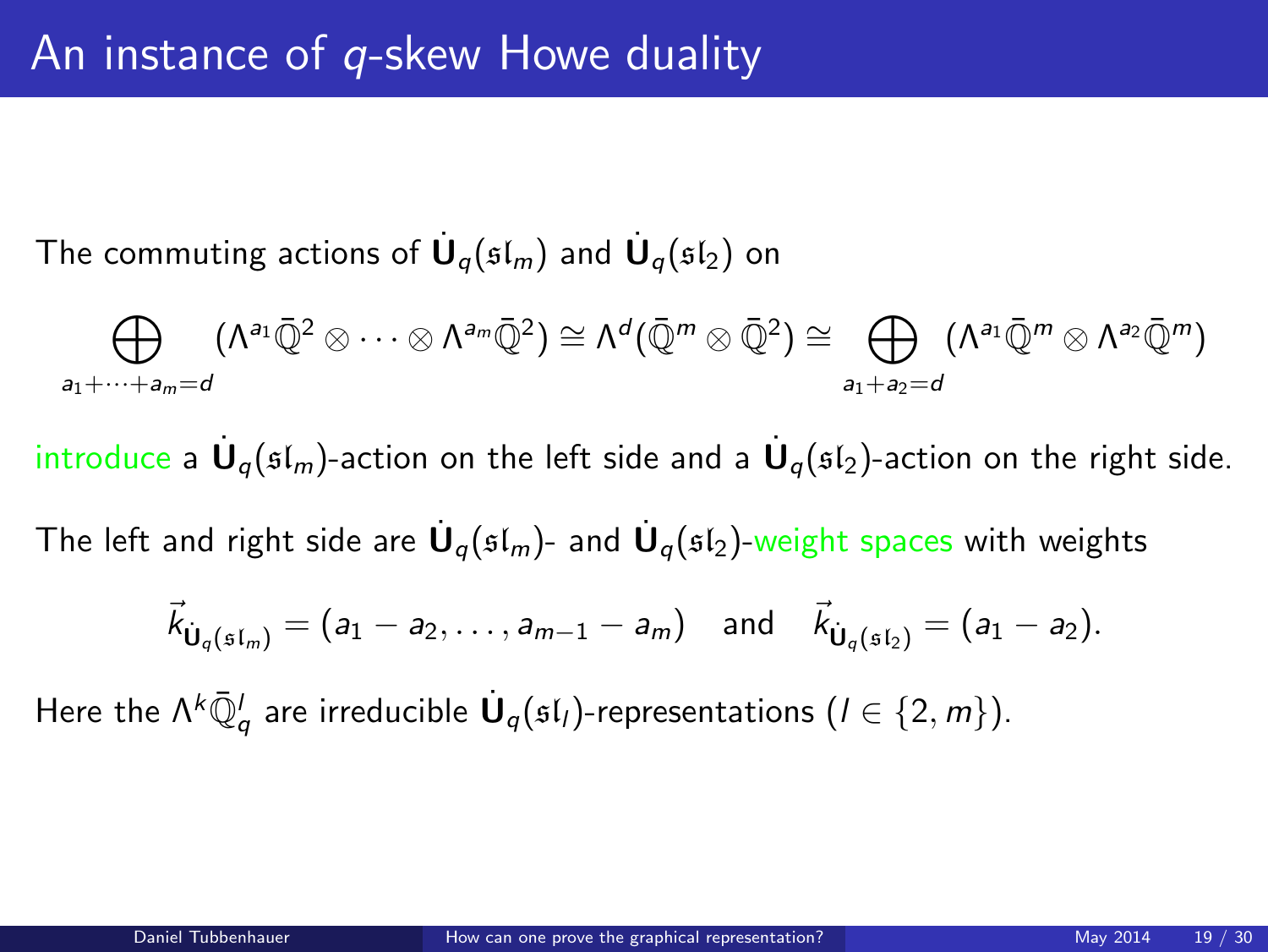# An instance of $q$-skew Howe duality

The commuting actions of $\dot{\mathbf{U}}_q(\mathfrak{sl}_m)$ and $\dot{\mathbf{U}}_q(\mathfrak{sl}_2)$ on

$$\bigoplus_{a_1+\cdots+a_m=d} (\Lambda^{a_1}\bar{\mathbb{Q}}^2 \otimes \cdots \otimes \Lambda^{a_m}\bar{\mathbb{Q}}^2) \cong \Lambda^d(\bar{\mathbb{Q}}^m \otimes \bar{\mathbb{Q}}^2) \cong \bigoplus_{a_1+a_2=d} (\Lambda^{a_1}\bar{\mathbb{Q}}^m \otimes \Lambda^{a_2}\bar{\mathbb{Q}}^m)$$

introduce a $\dot{\mathbf{U}}_q(\mathfrak{sl}_m)$-action on the left side and a $\dot{\mathbf{U}}_q(\mathfrak{sl}_2)$-action on the right side.

The left and right side are $\dot{\mathbf{U}}_q(\mathfrak{sl}_m)$- and $\dot{\mathbf{U}}_q(\mathfrak{sl}_2)$-weight spaces with weights

$$\vec{k}_{\dot{\mathbf{U}}_q(\mathfrak{sl}_m)} = (a_1 - a_2, \ldots, a_{m-1} - a_m) \quad \text{and} \quad \vec{k}_{\dot{\mathbf{U}}_q(\mathfrak{sl}_2)} = (a_1 - a_2).$$

Here the $\Lambda^k\bar{\mathbb{Q}}_q^l$ are irreducible $\dot{\mathbf{U}}_q(\mathfrak{sl}_l)$-representations ($l \in \{2, m\}$).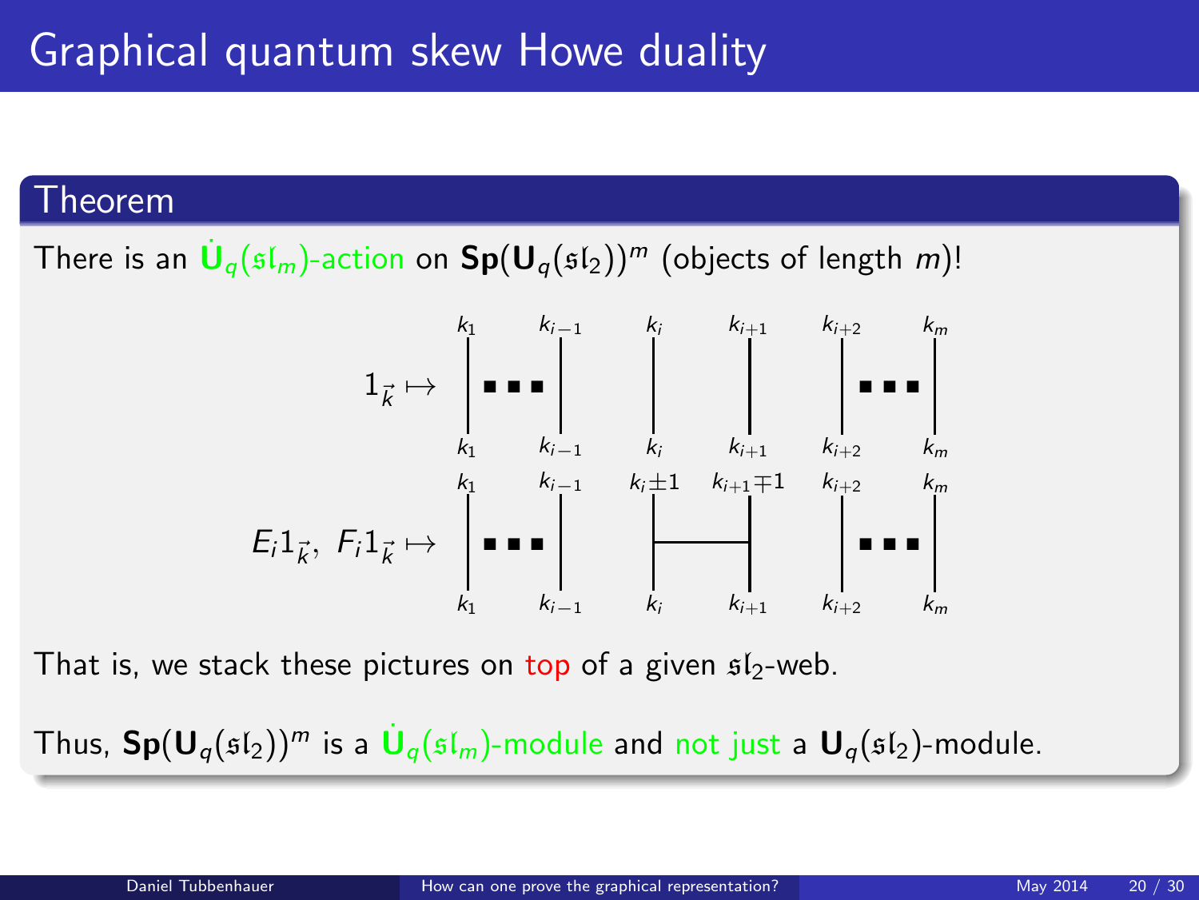# Graphical quantum skew Howe duality

**Theorem**

There is an $\dot{\mathbf{U}}_q(\mathfrak{sl}_m)$-action on $\mathbf{Sp}(\mathbf{U}_q(\mathfrak{sl}_2))^m$ (objects of length $m$)!

$1_{\vec{k}} \mapsto$ (vertical strands labeled $k_1, \ldots, k_{i-1}, k_i, k_{i+1}, k_{i+2}, \ldots, k_m$ at bottom and top)

$E_i 1_{\vec{k}},\ F_i 1_{\vec{k}} \mapsto$ (vertical strands labeled $k_1, \ldots, k_{i-1}, k_i, k_{i+1}, k_{i+2}, \ldots, k_m$ at bottom and $k_1, \ldots, k_{i-1}, k_i \pm 1, k_{i+1} \mp 1, k_{i+2}, \ldots, k_m$ at top, with a horizontal rung between strands $i$ and $i+1$)

That is, we stack these pictures on top of a given $\mathfrak{sl}_2$-web.

Thus, $\mathbf{Sp}(\mathbf{U}_q(\mathfrak{sl}_2))^m$ is a $\dot{\mathbf{U}}_q(\mathfrak{sl}_m)$-module and not just a $\mathbf{U}_q(\mathfrak{sl}_2)$-module.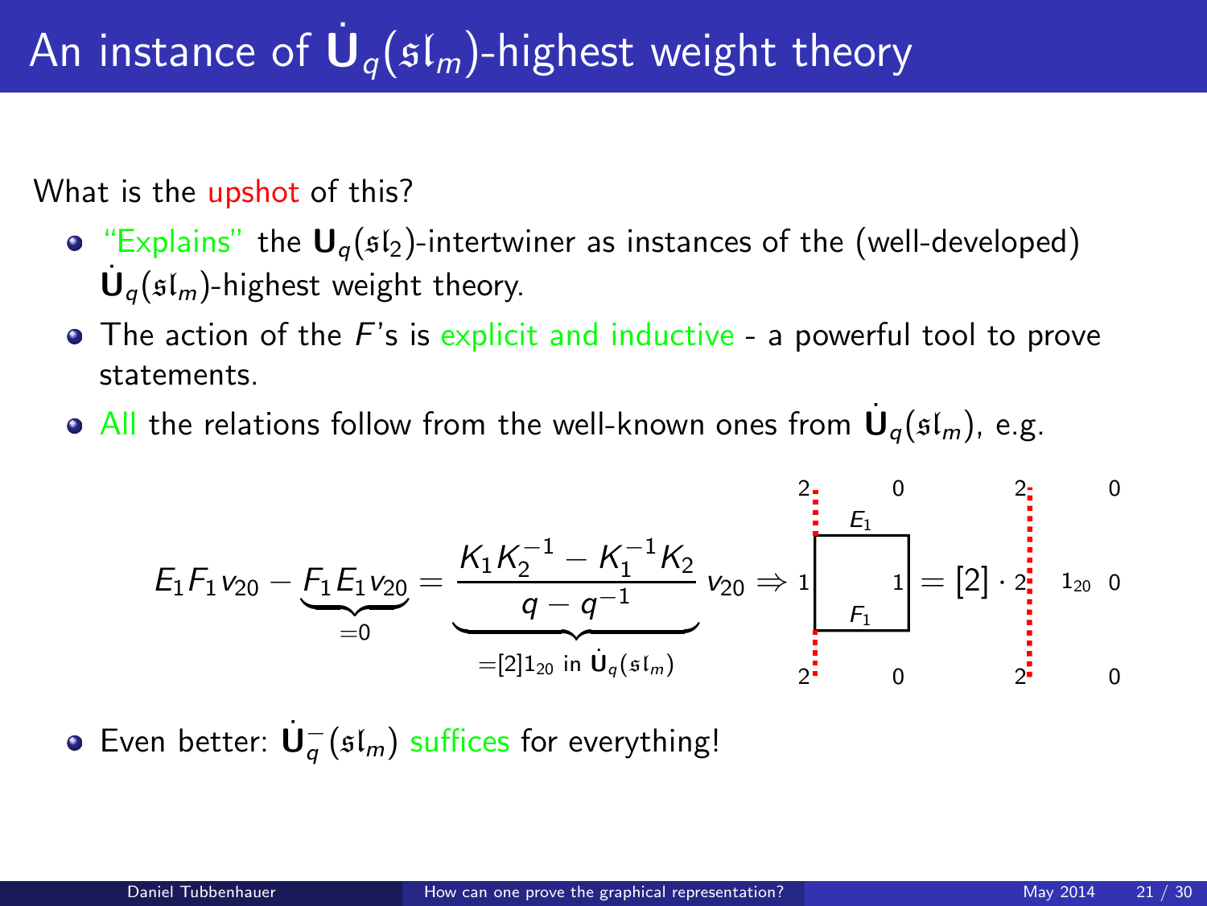# An instance of $\dot{\mathbf{U}}_q(\mathfrak{sl}_m)$-highest weight theory

What is the upshot of this?

- "Explains" the $\mathbf{U}_q(\mathfrak{sl}_2)$-intertwiner as instances of the (well-developed) $\dot{\mathbf{U}}_q(\mathfrak{sl}_m)$-highest weight theory.
- The action of the $F$'s is explicit and inductive - a powerful tool to prove statements.
- All the relations follow from the well-known ones from $\dot{\mathbf{U}}_q(\mathfrak{sl}_m)$, e.g.

$$E_1F_1v_{20} - \underbrace{F_1E_1v_{20}}_{=0} = \underbrace{\frac{K_1K_2^{-1} - K_1^{-1}K_2}{q - q^{-1}}}_{=[2]1_{20} \text{ in } \dot{\mathbf{U}}_q(\mathfrak{sl}_m)} v_{20} \Rightarrow$$

- Even better: $\dot{\mathbf{U}}_q^-(\mathfrak{sl}_m)$ suffices for everything!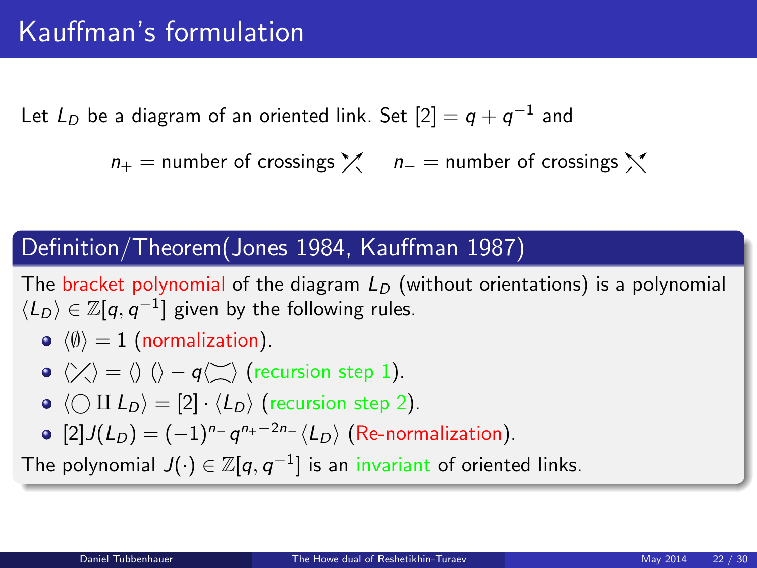# Kauffman's formulation

Let $L_D$ be a diagram of an oriented link. Set $[2] = q + q^{-1}$ and

$n_+$ = number of crossings ⤯ $\quad$ $n_-$ = number of crossings ⤯

## Definition/Theorem(Jones 1984, Kauffman 1987)

The bracket polynomial of the diagram $L_D$ (without orientations) is a polynomial $\langle L_D \rangle \in \mathbb{Z}[q, q^{-1}]$ given by the following rules.

- $\langle \emptyset \rangle = 1$ (normalization).
- $\langle \diagup\!\!\!\diagdown \rangle = \langle)\ (\rangle - q\langle \asymp \rangle$ (recursion step 1).
- $\langle \bigcirc \amalg L_D \rangle = [2] \cdot \langle L_D \rangle$ (recursion step 2).
- $[2]J(L_D) = (-1)^{n_-} q^{n_+ - 2n_-} \langle L_D \rangle$ (Re-normalization).

The polynomial $J(\cdot) \in \mathbb{Z}[q, q^{-1}]$ is an invariant of oriented links.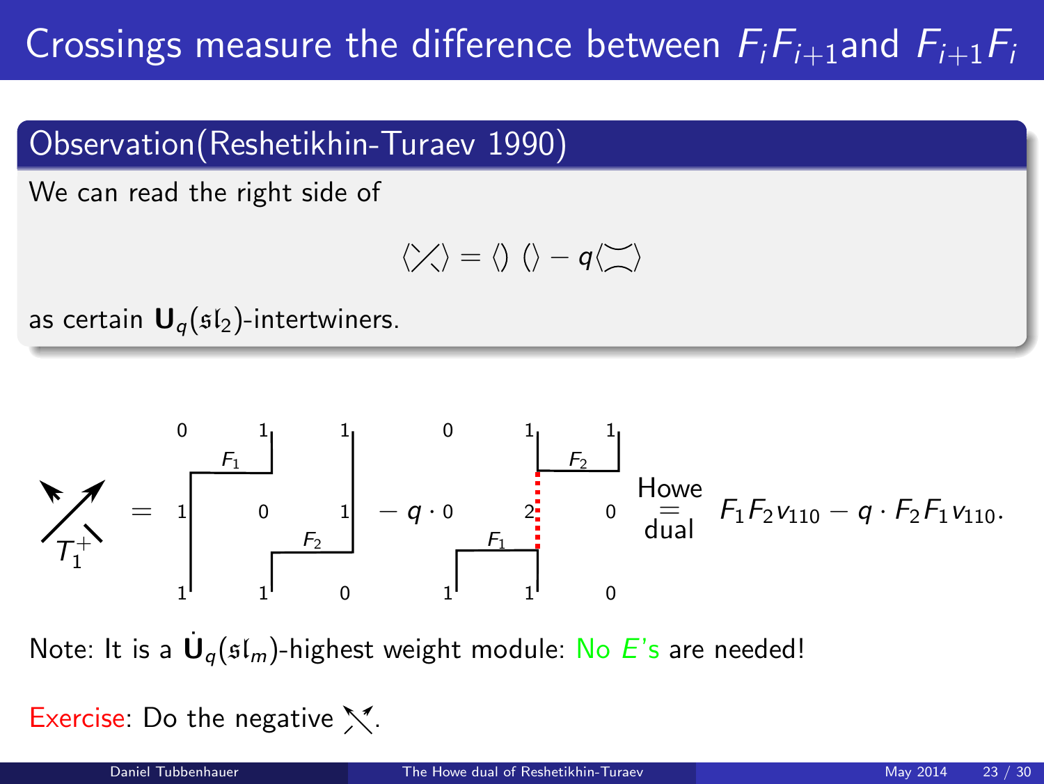# Crossings measure the difference between $F_iF_{i+1}$ and $F_{i+1}F_i$

## Observation (Reshetikhin-Turaev 1990)

We can read the right side of

$$\langle \times \rangle = \langle \rangle\,(\,\rangle\,\langle\,) - q\langle \asymp \rangle$$

as certain $\mathbf{U}_q(\mathfrak{sl}_2)$-intertwiners.

$$T_1^+ = \ldots - q \cdot \ldots \overset{\text{Howe}}{\underset{\text{dual}}{=}} F_1F_2v_{110} - q \cdot F_2F_1v_{110}.$$

Note: It is a $\dot{\mathbf{U}}_q(\mathfrak{sl}_m)$-highest weight module: No $E$'s are needed!

Exercise: Do the negative $\times$.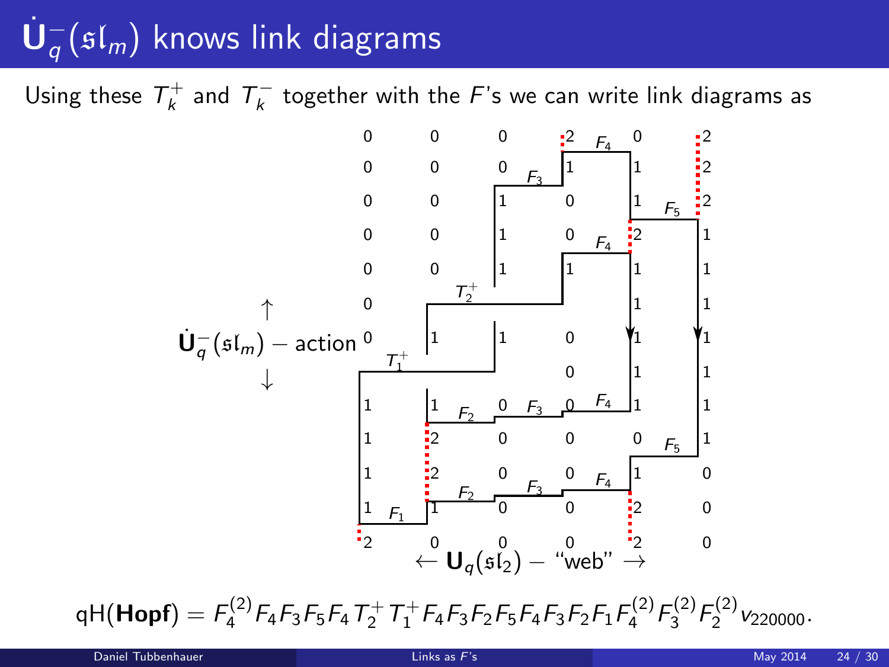# $\dot{\mathbf{U}}_q^-(\mathfrak{sl}_m)$ knows link diagrams

Using these $T_k^+$ and $T_k^-$ together with the $F$'s we can write link diagrams as

$\uparrow$ $\dot{\mathbf{U}}_q^-(\mathfrak{sl}_m)$ − action $\downarrow$

$\leftarrow \mathbf{U}_q(\mathfrak{sl}_2)$ − "web" $\rightarrow$

$$\mathrm{qH}(\mathbf{Hopf}) = F_4^{(2)} F_4 F_3 F_5 F_4 T_2^+ T_1^+ F_4 F_3 F_2 F_5 F_4 F_3 F_2 F_1 F_4^{(2)} F_3^{(2)} F_2^{(2)} v_{220000}.$$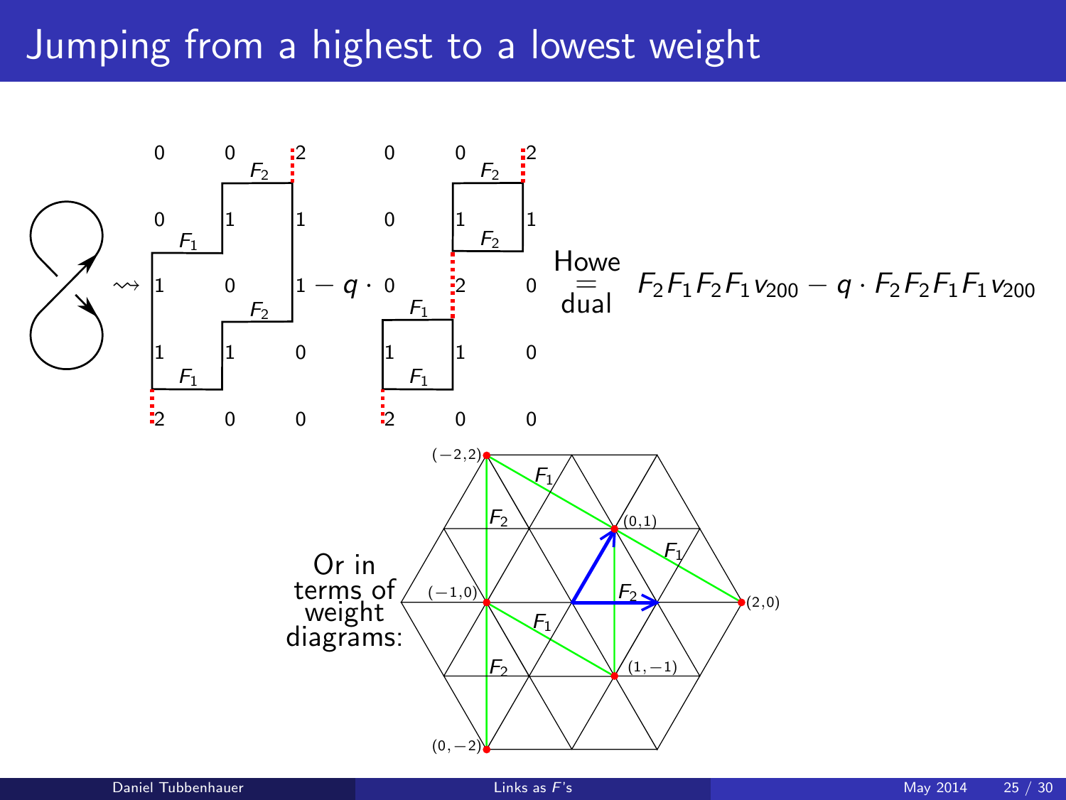# Jumping from a highest to a lowest weight

$$\rightsquigarrow \quad - q \cdot \quad \overset{\text{Howe}}{\underset{\text{dual}}{=}} \quad F_2F_1F_2F_1v_{200} - q \cdot F_2F_2F_1F_1v_{200}$$

Or in terms of weight diagrams: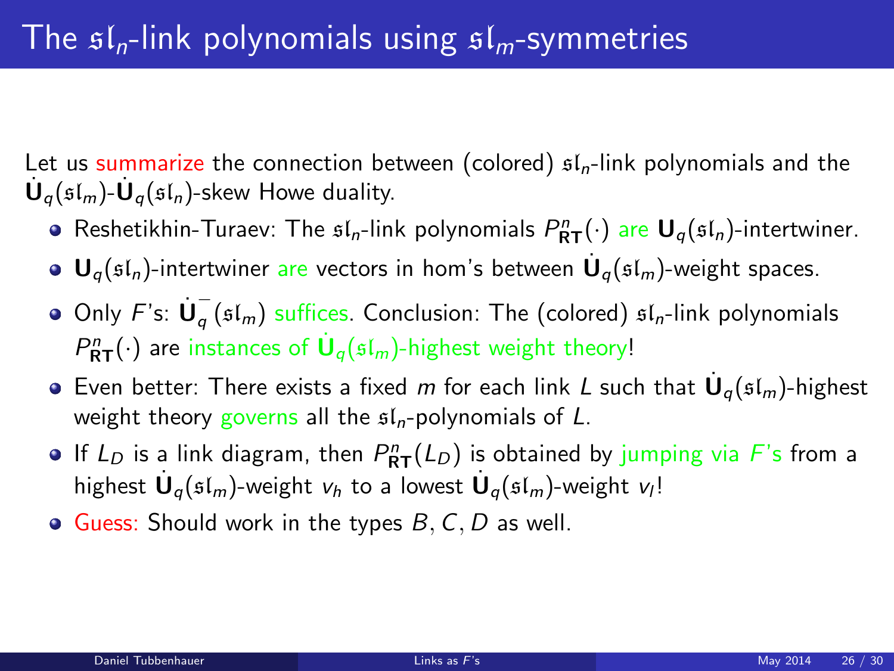# The $\mathfrak{sl}_n$-link polynomials using $\mathfrak{sl}_m$-symmetries

Let us summarize the connection between (colored) $\mathfrak{sl}_n$-link polynomials and the $\dot{\mathbf{U}}_q(\mathfrak{sl}_m)$-$\dot{\mathbf{U}}_q(\mathfrak{sl}_n)$-skew Howe duality.

- Reshetikhin-Turaev: The $\mathfrak{sl}_n$-link polynomials $P^n_{\mathbf{RT}}(\cdot)$ are $\mathbf{U}_q(\mathfrak{sl}_n)$-intertwiner.
- $\mathbf{U}_q(\mathfrak{sl}_n)$-intertwiner are vectors in hom's between $\dot{\mathbf{U}}_q(\mathfrak{sl}_m)$-weight spaces.
- Only $F$'s: $\dot{\mathbf{U}}_q^-(\mathfrak{sl}_m)$ suffices. Conclusion: The (colored) $\mathfrak{sl}_n$-link polynomials $P^n_{\mathbf{RT}}(\cdot)$ are instances of $\dot{\mathbf{U}}_q(\mathfrak{sl}_m)$-highest weight theory!
- Even better: There exists a fixed $m$ for each link $L$ such that $\dot{\mathbf{U}}_q(\mathfrak{sl}_m)$-highest weight theory governs all the $\mathfrak{sl}_n$-polynomials of $L$.
- If $L_D$ is a link diagram, then $P^n_{\mathbf{RT}}(L_D)$ is obtained by jumping via $F$'s from a highest $\dot{\mathbf{U}}_q(\mathfrak{sl}_m)$-weight $v_h$ to a lowest $\dot{\mathbf{U}}_q(\mathfrak{sl}_m)$-weight $v_l$!
- Guess: Should work in the types $B, C, D$ as well.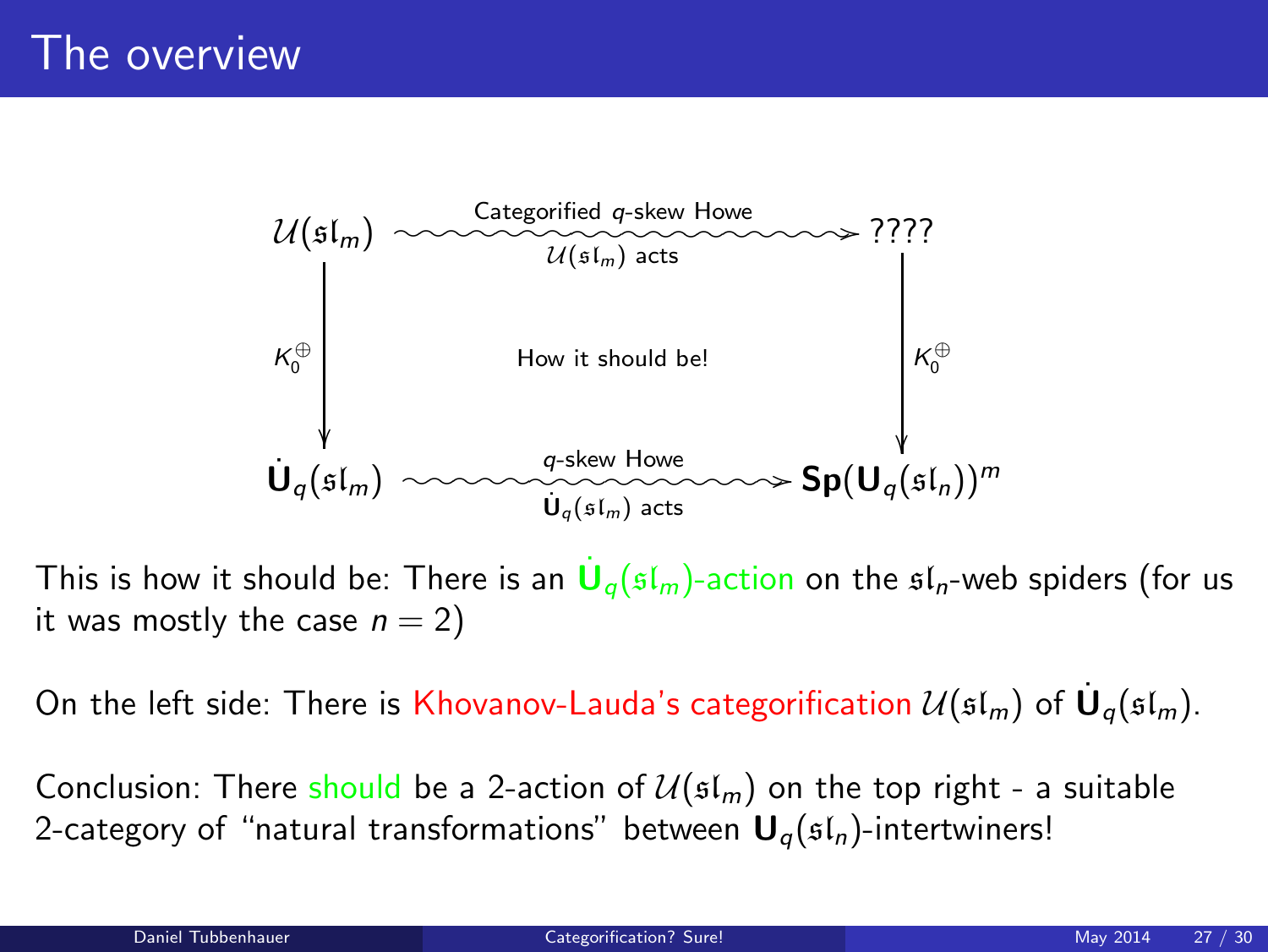# The overview

$$
\begin{array}{ccc}
\mathcal{U}(\mathfrak{sl}_m) & \xrightarrow[\mathcal{U}(\mathfrak{sl}_m)\text{ acts}]{\text{Categorified } q\text{-skew Howe}} & ???? \\
\Big\downarrow K_0^{\oplus} & \text{How it should be!} & \Big\downarrow K_0^{\oplus} \\
\dot{\mathbf{U}}_q(\mathfrak{sl}_m) & \xrightarrow[\dot{\mathbf{U}}_q(\mathfrak{sl}_m)\text{ acts}]{q\text{-skew Howe}} & \mathbf{Sp}(\mathbf{U}_q(\mathfrak{sl}_n))^m
\end{array}
$$

This is how it should be: There is an $\dot{\mathbf{U}}_q(\mathfrak{sl}_m)$-action on the $\mathfrak{sl}_n$-web spiders (for us it was mostly the case $n = 2$)

On the left side: There is Khovanov-Lauda's categorification $\mathcal{U}(\mathfrak{sl}_m)$ of $\dot{\mathbf{U}}_q(\mathfrak{sl}_m)$.

Conclusion: There should be a 2-action of $\mathcal{U}(\mathfrak{sl}_m)$ on the top right - a suitable 2-category of "natural transformations" between $\mathbf{U}_q(\mathfrak{sl}_n)$-intertwiners!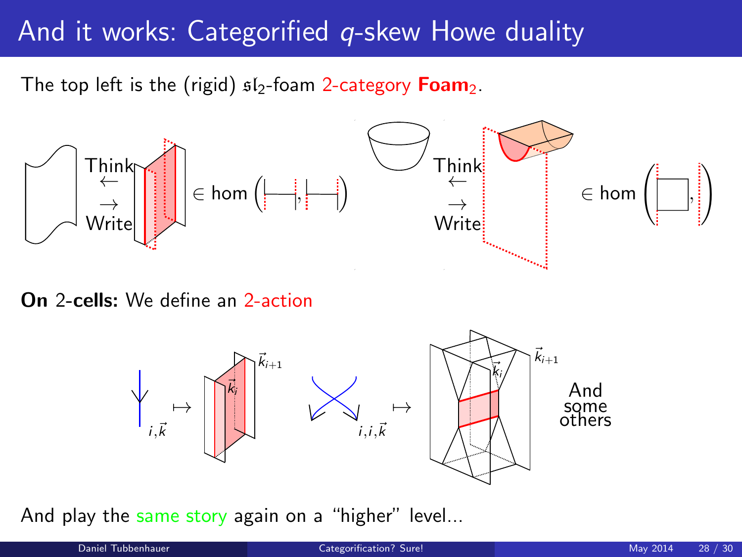# And it works: Categorified $q$-skew Howe duality

The top left is the (rigid) $\mathfrak{sl}_2$-foam 2-category **Foam**$_2$.

Think $\leftarrow$ $\rightarrow$ Write $\in \hom(\ ,\ )$

Think $\leftarrow$ $\rightarrow$ Write $\in \hom(\ ,\ )$

**On** 2-**cells:** We define an 2-action

$i, \vec{k} \mapsto$ $\vec{k}_i$ $\vec{k}_{i+1}$

$i, i, \vec{k} \mapsto$ $\vec{k}_i$ $\vec{k}_{i+1}$

And some others

And play the same story again on a "higher" level...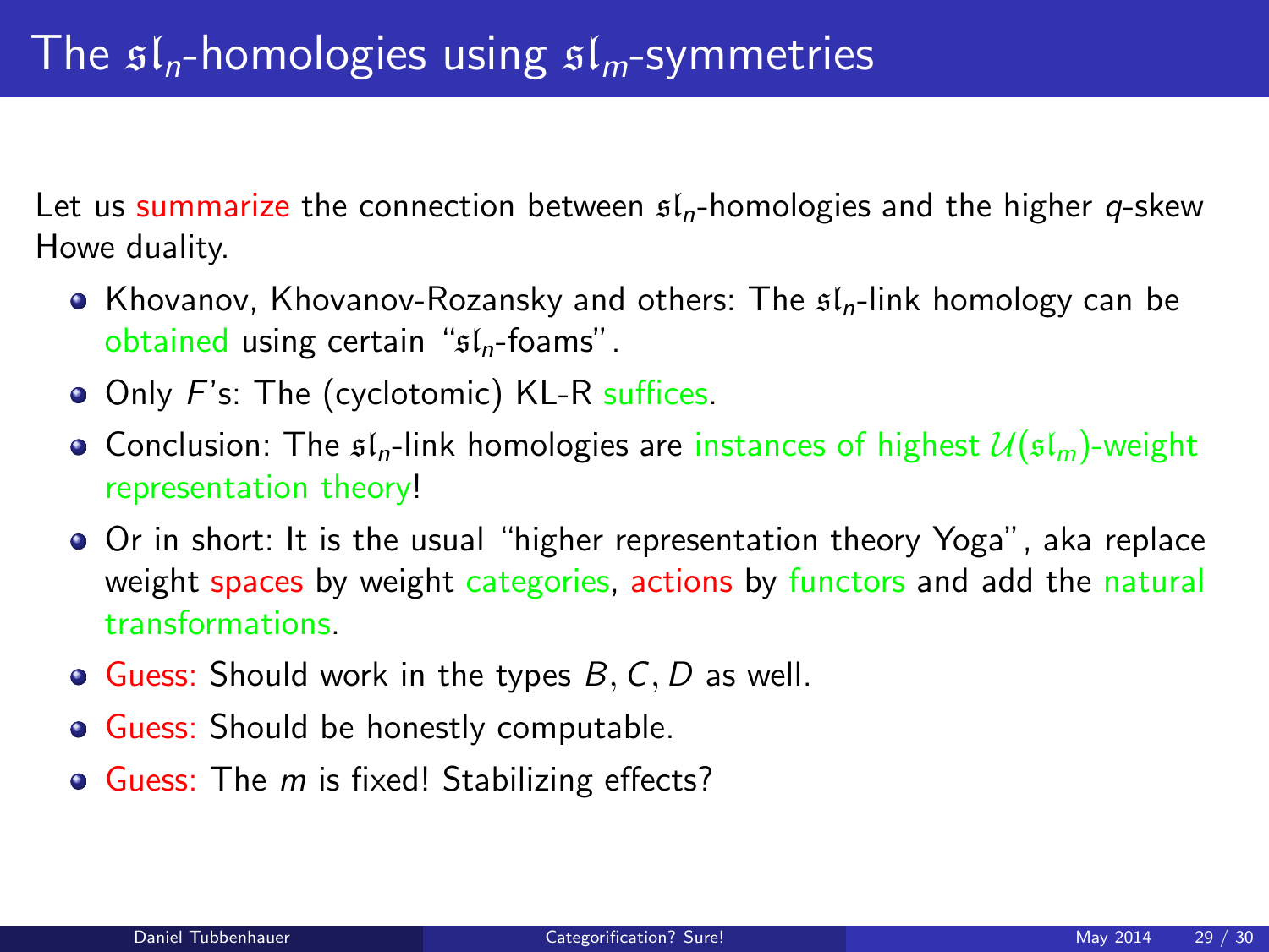# The $\mathfrak{sl}_n$-homologies using $\mathfrak{sl}_m$-symmetries

Let us summarize the connection between $\mathfrak{sl}_n$-homologies and the higher $q$-skew Howe duality.

- Khovanov, Khovanov-Rozansky and others: The $\mathfrak{sl}_n$-link homology can be obtained using certain "$\mathfrak{sl}_n$-foams".
- Only $F$'s: The (cyclotomic) KL-R suffices.
- Conclusion: The $\mathfrak{sl}_n$-link homologies are instances of highest $\mathcal{U}(\mathfrak{sl}_m)$-weight representation theory!
- Or in short: It is the usual "higher representation theory Yoga", aka replace weight spaces by weight categories, actions by functors and add the natural transformations.
- Guess: Should work in the types $B, C, D$ as well.
- Guess: Should be honestly computable.
- Guess: The $m$ is fixed! Stabilizing effects?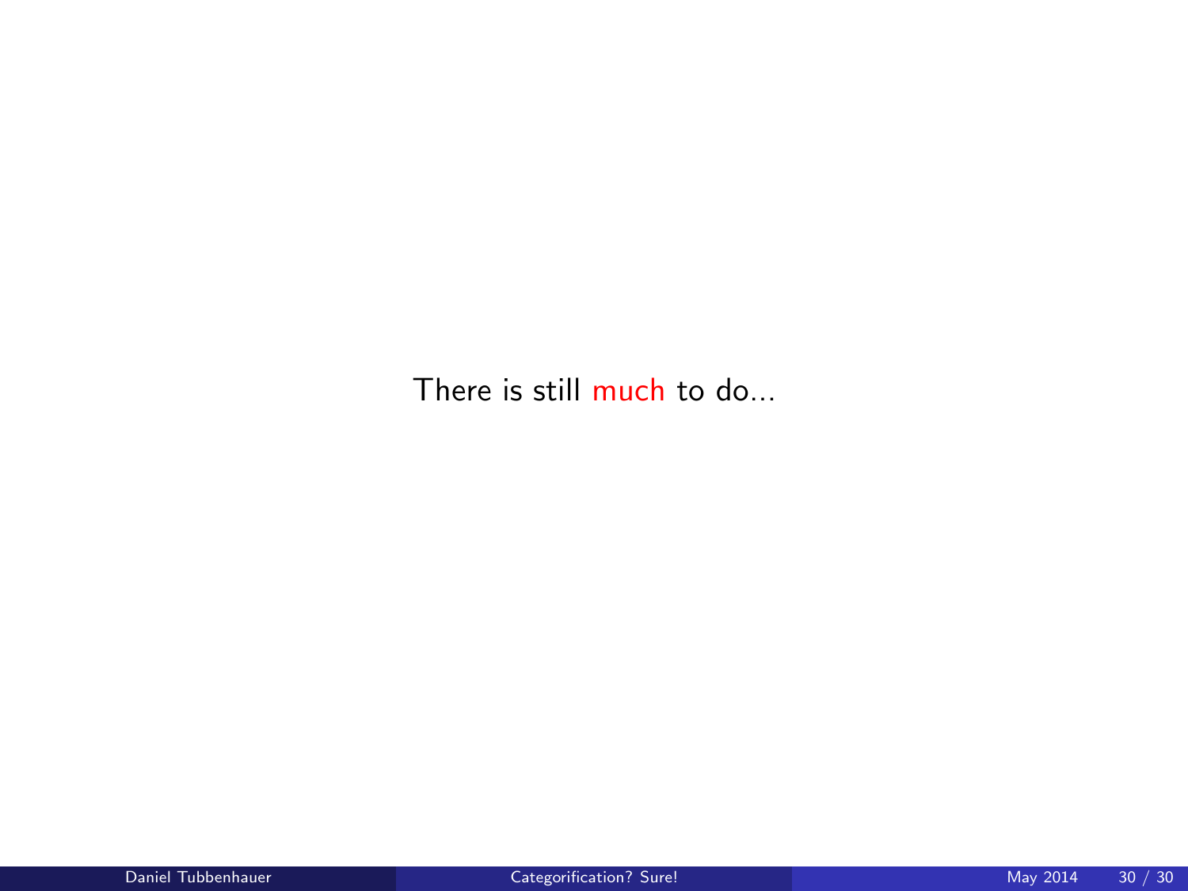There is still much to do...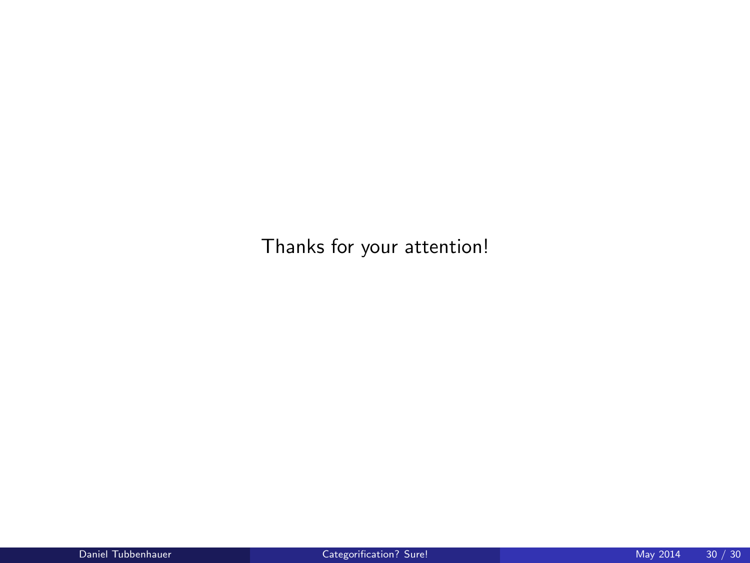Thanks for your attention!